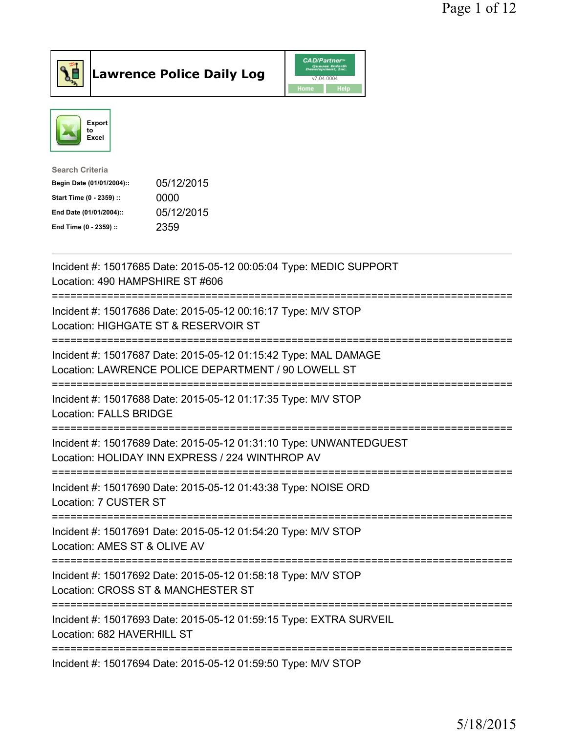# Lawrence Police Daily Log

Export to Excel

**Search Criteria**

| | |
|---|---|
| **Begin Date (01/01/2004)::** | 05/12/2015 |
| **Start Time (0 - 2359) ::** | 0000 |
| **End Date (01/01/2004)::** | 05/12/2015 |
| **End Time (0 - 2359) ::** | 2359 |

---

Incident #: 15017685 Date: 2015-05-12 00:05:04 Type: MEDIC SUPPORT
Location: 490 HAMPSHIRE ST #606

===========================================================================

Incident #: 15017686 Date: 2015-05-12 00:16:17 Type: M/V STOP
Location: HIGHGATE ST & RESERVOIR ST

===========================================================================

Incident #: 15017687 Date: 2015-05-12 01:15:42 Type: MAL DAMAGE
Location: LAWRENCE POLICE DEPARTMENT / 90 LOWELL ST

===========================================================================

Incident #: 15017688 Date: 2015-05-12 01:17:35 Type: M/V STOP
Location: FALLS BRIDGE

===========================================================================

Incident #: 15017689 Date: 2015-05-12 01:31:10 Type: UNWANTEDGUEST
Location: HOLIDAY INN EXPRESS / 224 WINTHROP AV

===========================================================================

Incident #: 15017690 Date: 2015-05-12 01:43:38 Type: NOISE ORD
Location: 7 CUSTER ST

===========================================================================

Incident #: 15017691 Date: 2015-05-12 01:54:20 Type: M/V STOP
Location: AMES ST & OLIVE AV

===========================================================================

Incident #: 15017692 Date: 2015-05-12 01:58:18 Type: M/V STOP
Location: CROSS ST & MANCHESTER ST

===========================================================================

Incident #: 15017693 Date: 2015-05-12 01:59:15 Type: EXTRA SURVEIL
Location: 682 HAVERHILL ST

===========================================================================

Incident #: 15017694 Date: 2015-05-12 01:59:50 Type: M/V STOP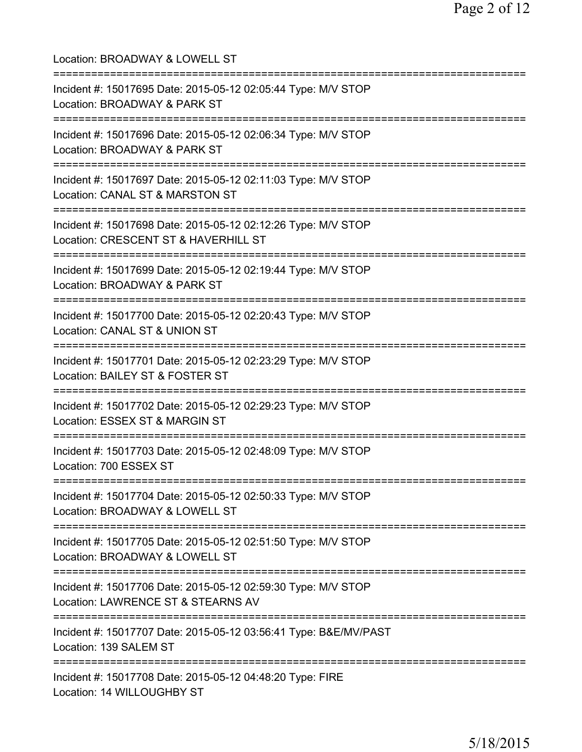Location: BROADWAY & LOWELL ST

===========================================================================

Incident #: 15017695 Date: 2015-05-12 02:05:44 Type: M/V STOP
Location: BROADWAY & PARK ST

===========================================================================

Incident #: 15017696 Date: 2015-05-12 02:06:34 Type: M/V STOP
Location: BROADWAY & PARK ST

===========================================================================

Incident #: 15017697 Date: 2015-05-12 02:11:03 Type: M/V STOP
Location: CANAL ST & MARSTON ST

===========================================================================

Incident #: 15017698 Date: 2015-05-12 02:12:26 Type: M/V STOP
Location: CRESCENT ST & HAVERHILL ST

===========================================================================

Incident #: 15017699 Date: 2015-05-12 02:19:44 Type: M/V STOP
Location: BROADWAY & PARK ST

===========================================================================

Incident #: 15017700 Date: 2015-05-12 02:20:43 Type: M/V STOP
Location: CANAL ST & UNION ST

===========================================================================

Incident #: 15017701 Date: 2015-05-12 02:23:29 Type: M/V STOP
Location: BAILEY ST & FOSTER ST

===========================================================================

Incident #: 15017702 Date: 2015-05-12 02:29:23 Type: M/V STOP
Location: ESSEX ST & MARGIN ST

===========================================================================

Incident #: 15017703 Date: 2015-05-12 02:48:09 Type: M/V STOP
Location: 700 ESSEX ST

===========================================================================

Incident #: 15017704 Date: 2015-05-12 02:50:33 Type: M/V STOP
Location: BROADWAY & LOWELL ST

===========================================================================

Incident #: 15017705 Date: 2015-05-12 02:51:50 Type: M/V STOP
Location: BROADWAY & LOWELL ST

===========================================================================

Incident #: 15017706 Date: 2015-05-12 02:59:30 Type: M/V STOP
Location: LAWRENCE ST & STEARNS AV

===========================================================================

Incident #: 15017707 Date: 2015-05-12 03:56:41 Type: B&E/MV/PAST
Location: 139 SALEM ST

===========================================================================

Incident #: 15017708 Date: 2015-05-12 04:48:20 Type: FIRE
Location: 14 WILLOUGHBY ST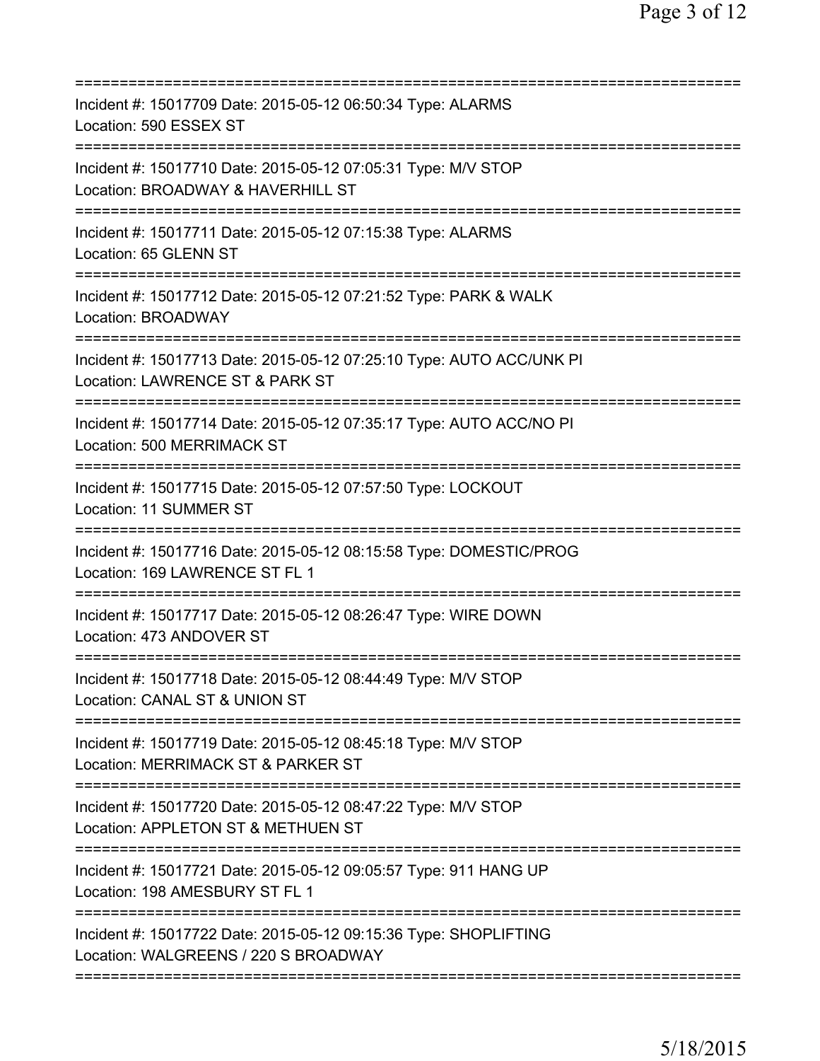===========================================================================

Incident #: 15017709 Date: 2015-05-12 06:50:34 Type: ALARMS
Location: 590 ESSEX ST

===========================================================================

Incident #: 15017710 Date: 2015-05-12 07:05:31 Type: M/V STOP
Location: BROADWAY & HAVERHILL ST

===========================================================================

Incident #: 15017711 Date: 2015-05-12 07:15:38 Type: ALARMS
Location: 65 GLENN ST

===========================================================================

Incident #: 15017712 Date: 2015-05-12 07:21:52 Type: PARK & WALK
Location: BROADWAY

===========================================================================

Incident #: 15017713 Date: 2015-05-12 07:25:10 Type: AUTO ACC/UNK PI
Location: LAWRENCE ST & PARK ST

===========================================================================

Incident #: 15017714 Date: 2015-05-12 07:35:17 Type: AUTO ACC/NO PI
Location: 500 MERRIMACK ST

===========================================================================

Incident #: 15017715 Date: 2015-05-12 07:57:50 Type: LOCKOUT
Location: 11 SUMMER ST

===========================================================================

Incident #: 15017716 Date: 2015-05-12 08:15:58 Type: DOMESTIC/PROG
Location: 169 LAWRENCE ST FL 1

===========================================================================

Incident #: 15017717 Date: 2015-05-12 08:26:47 Type: WIRE DOWN
Location: 473 ANDOVER ST

===========================================================================

Incident #: 15017718 Date: 2015-05-12 08:44:49 Type: M/V STOP
Location: CANAL ST & UNION ST

===========================================================================

Incident #: 15017719 Date: 2015-05-12 08:45:18 Type: M/V STOP
Location: MERRIMACK ST & PARKER ST

===========================================================================

Incident #: 15017720 Date: 2015-05-12 08:47:22 Type: M/V STOP
Location: APPLETON ST & METHUEN ST

===========================================================================

Incident #: 15017721 Date: 2015-05-12 09:05:57 Type: 911 HANG UP
Location: 198 AMESBURY ST FL 1

===========================================================================

Incident #: 15017722 Date: 2015-05-12 09:15:36 Type: SHOPLIFTING
Location: WALGREENS / 220 S BROADWAY

===========================================================================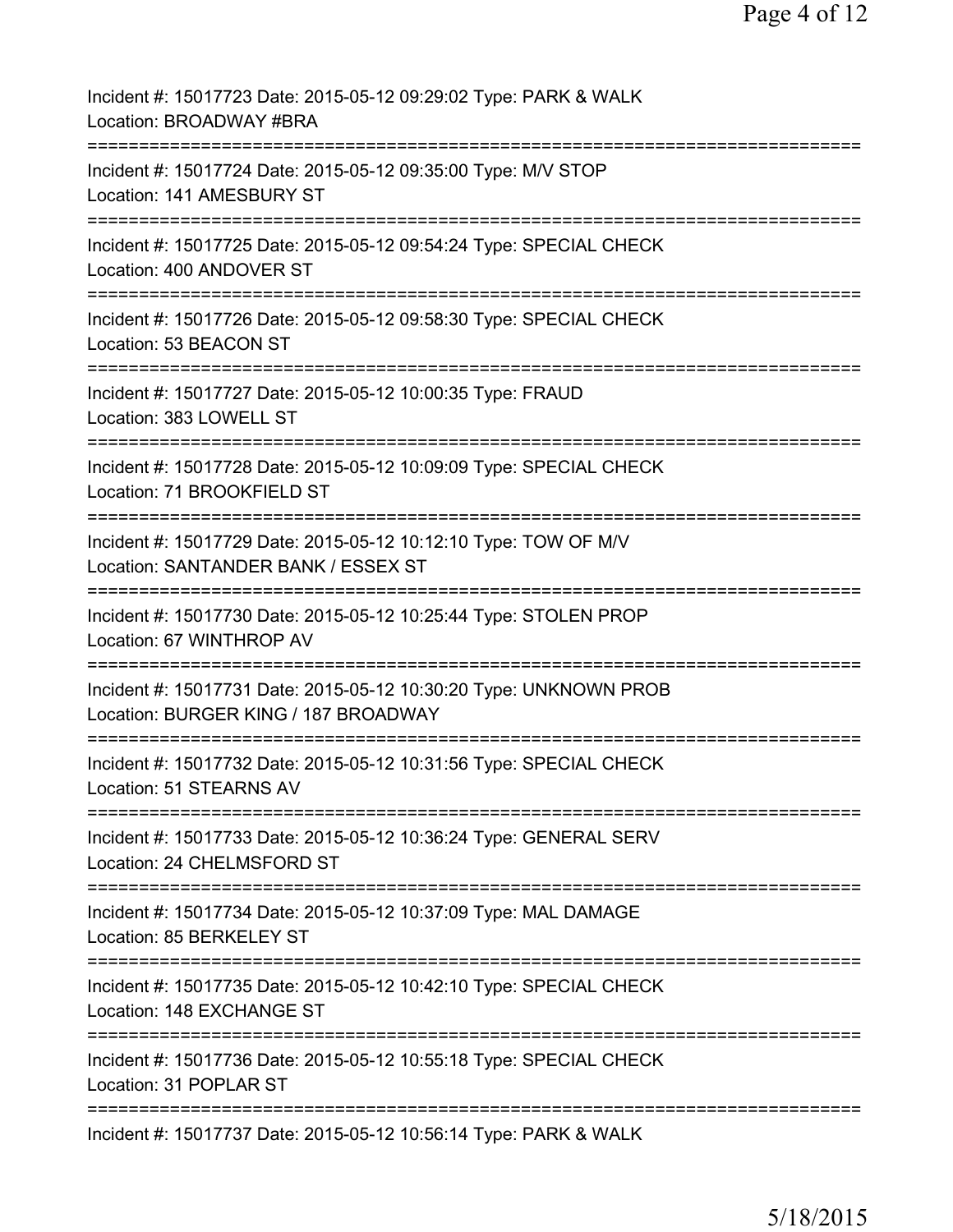Incident #: 15017723 Date: 2015-05-12 09:29:02 Type: PARK & WALK
Location: BROADWAY #BRA

===========================================================================

Incident #: 15017724 Date: 2015-05-12 09:35:00 Type: M/V STOP
Location: 141 AMESBURY ST

===========================================================================

Incident #: 15017725 Date: 2015-05-12 09:54:24 Type: SPECIAL CHECK
Location: 400 ANDOVER ST

===========================================================================

Incident #: 15017726 Date: 2015-05-12 09:58:30 Type: SPECIAL CHECK
Location: 53 BEACON ST

===========================================================================

Incident #: 15017727 Date: 2015-05-12 10:00:35 Type: FRAUD
Location: 383 LOWELL ST

===========================================================================

Incident #: 15017728 Date: 2015-05-12 10:09:09 Type: SPECIAL CHECK
Location: 71 BROOKFIELD ST

===========================================================================

Incident #: 15017729 Date: 2015-05-12 10:12:10 Type: TOW OF M/V
Location: SANTANDER BANK / ESSEX ST

===========================================================================

Incident #: 15017730 Date: 2015-05-12 10:25:44 Type: STOLEN PROP
Location: 67 WINTHROP AV

===========================================================================

Incident #: 15017731 Date: 2015-05-12 10:30:20 Type: UNKNOWN PROB
Location: BURGER KING / 187 BROADWAY

===========================================================================

Incident #: 15017732 Date: 2015-05-12 10:31:56 Type: SPECIAL CHECK
Location: 51 STEARNS AV

===========================================================================

Incident #: 15017733 Date: 2015-05-12 10:36:24 Type: GENERAL SERV
Location: 24 CHELMSFORD ST

===========================================================================

Incident #: 15017734 Date: 2015-05-12 10:37:09 Type: MAL DAMAGE
Location: 85 BERKELEY ST

===========================================================================

Incident #: 15017735 Date: 2015-05-12 10:42:10 Type: SPECIAL CHECK
Location: 148 EXCHANGE ST

===========================================================================

Incident #: 15017736 Date: 2015-05-12 10:55:18 Type: SPECIAL CHECK
Location: 31 POPLAR ST

===========================================================================

Incident #: 15017737 Date: 2015-05-12 10:56:14 Type: PARK & WALK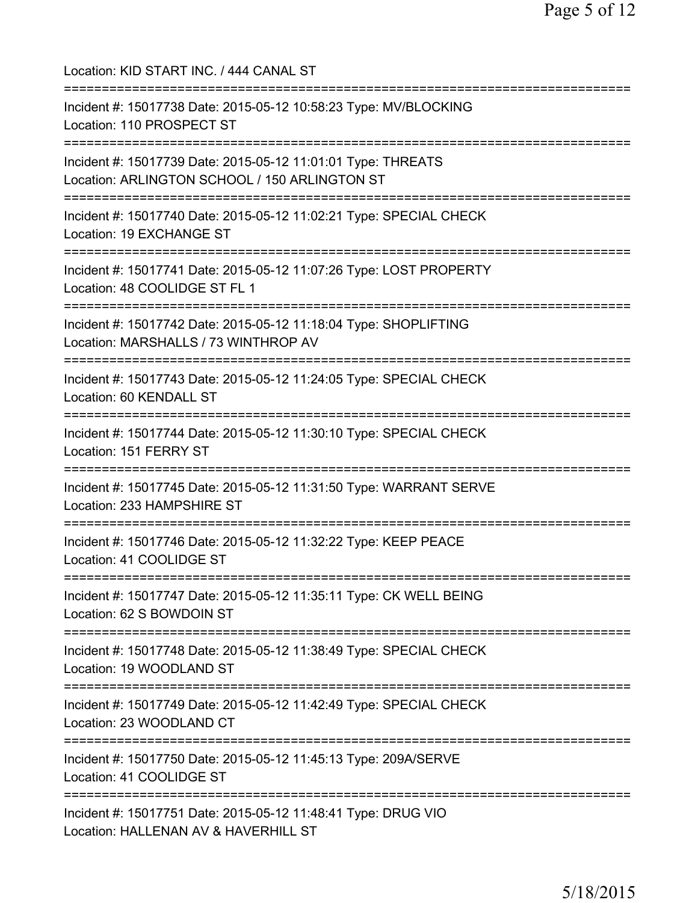Location: KID START INC. / 444 CANAL ST

===========================================================================

Incident #: 15017738 Date: 2015-05-12 10:58:23 Type: MV/BLOCKING
Location: 110 PROSPECT ST

===========================================================================

Incident #: 15017739 Date: 2015-05-12 11:01:01 Type: THREATS
Location: ARLINGTON SCHOOL / 150 ARLINGTON ST

===========================================================================

Incident #: 15017740 Date: 2015-05-12 11:02:21 Type: SPECIAL CHECK
Location: 19 EXCHANGE ST

===========================================================================

Incident #: 15017741 Date: 2015-05-12 11:07:26 Type: LOST PROPERTY
Location: 48 COOLIDGE ST FL 1

===========================================================================

Incident #: 15017742 Date: 2015-05-12 11:18:04 Type: SHOPLIFTING
Location: MARSHALLS / 73 WINTHROP AV

===========================================================================

Incident #: 15017743 Date: 2015-05-12 11:24:05 Type: SPECIAL CHECK
Location: 60 KENDALL ST

===========================================================================

Incident #: 15017744 Date: 2015-05-12 11:30:10 Type: SPECIAL CHECK
Location: 151 FERRY ST

===========================================================================

Incident #: 15017745 Date: 2015-05-12 11:31:50 Type: WARRANT SERVE
Location: 233 HAMPSHIRE ST

===========================================================================

Incident #: 15017746 Date: 2015-05-12 11:32:22 Type: KEEP PEACE
Location: 41 COOLIDGE ST

===========================================================================

Incident #: 15017747 Date: 2015-05-12 11:35:11 Type: CK WELL BEING
Location: 62 S BOWDOIN ST

===========================================================================

Incident #: 15017748 Date: 2015-05-12 11:38:49 Type: SPECIAL CHECK
Location: 19 WOODLAND ST

===========================================================================

Incident #: 15017749 Date: 2015-05-12 11:42:49 Type: SPECIAL CHECK
Location: 23 WOODLAND CT

===========================================================================

Incident #: 15017750 Date: 2015-05-12 11:45:13 Type: 209A/SERVE
Location: 41 COOLIDGE ST

===========================================================================

Incident #: 15017751 Date: 2015-05-12 11:48:41 Type: DRUG VIO
Location: HALLENAN AV & HAVERHILL ST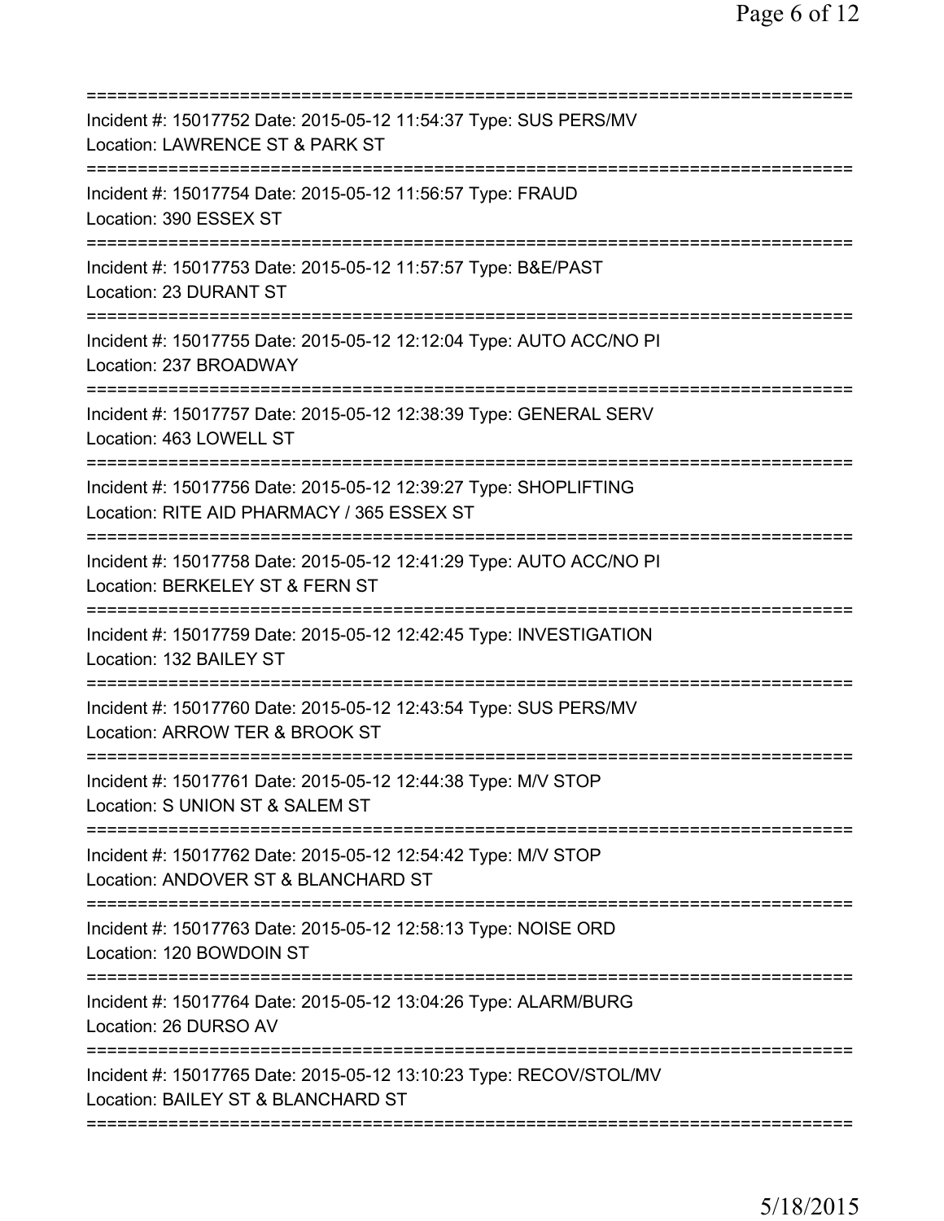===========================================================================
Incident #: 15017752 Date: 2015-05-12 11:54:37 Type: SUS PERS/MV
Location: LAWRENCE ST & PARK ST
===========================================================================
Incident #: 15017754 Date: 2015-05-12 11:56:57 Type: FRAUD
Location: 390 ESSEX ST
===========================================================================
Incident #: 15017753 Date: 2015-05-12 11:57:57 Type: B&E/PAST
Location: 23 DURANT ST
===========================================================================
Incident #: 15017755 Date: 2015-05-12 12:12:04 Type: AUTO ACC/NO PI
Location: 237 BROADWAY
===========================================================================
Incident #: 15017757 Date: 2015-05-12 12:38:39 Type: GENERAL SERV
Location: 463 LOWELL ST
===========================================================================
Incident #: 15017756 Date: 2015-05-12 12:39:27 Type: SHOPLIFTING
Location: RITE AID PHARMACY / 365 ESSEX ST
===========================================================================
Incident #: 15017758 Date: 2015-05-12 12:41:29 Type: AUTO ACC/NO PI
Location: BERKELEY ST & FERN ST
===========================================================================
Incident #: 15017759 Date: 2015-05-12 12:42:45 Type: INVESTIGATION
Location: 132 BAILEY ST
===========================================================================
Incident #: 15017760 Date: 2015-05-12 12:43:54 Type: SUS PERS/MV
Location: ARROW TER & BROOK ST
===========================================================================
Incident #: 15017761 Date: 2015-05-12 12:44:38 Type: M/V STOP
Location: S UNION ST & SALEM ST
===========================================================================
Incident #: 15017762 Date: 2015-05-12 12:54:42 Type: M/V STOP
Location: ANDOVER ST & BLANCHARD ST
===========================================================================
Incident #: 15017763 Date: 2015-05-12 12:58:13 Type: NOISE ORD
Location: 120 BOWDOIN ST
===========================================================================
Incident #: 15017764 Date: 2015-05-12 13:04:26 Type: ALARM/BURG
Location: 26 DURSO AV
===========================================================================
Incident #: 15017765 Date: 2015-05-12 13:10:23 Type: RECOV/STOL/MV
Location: BAILEY ST & BLANCHARD ST
===========================================================================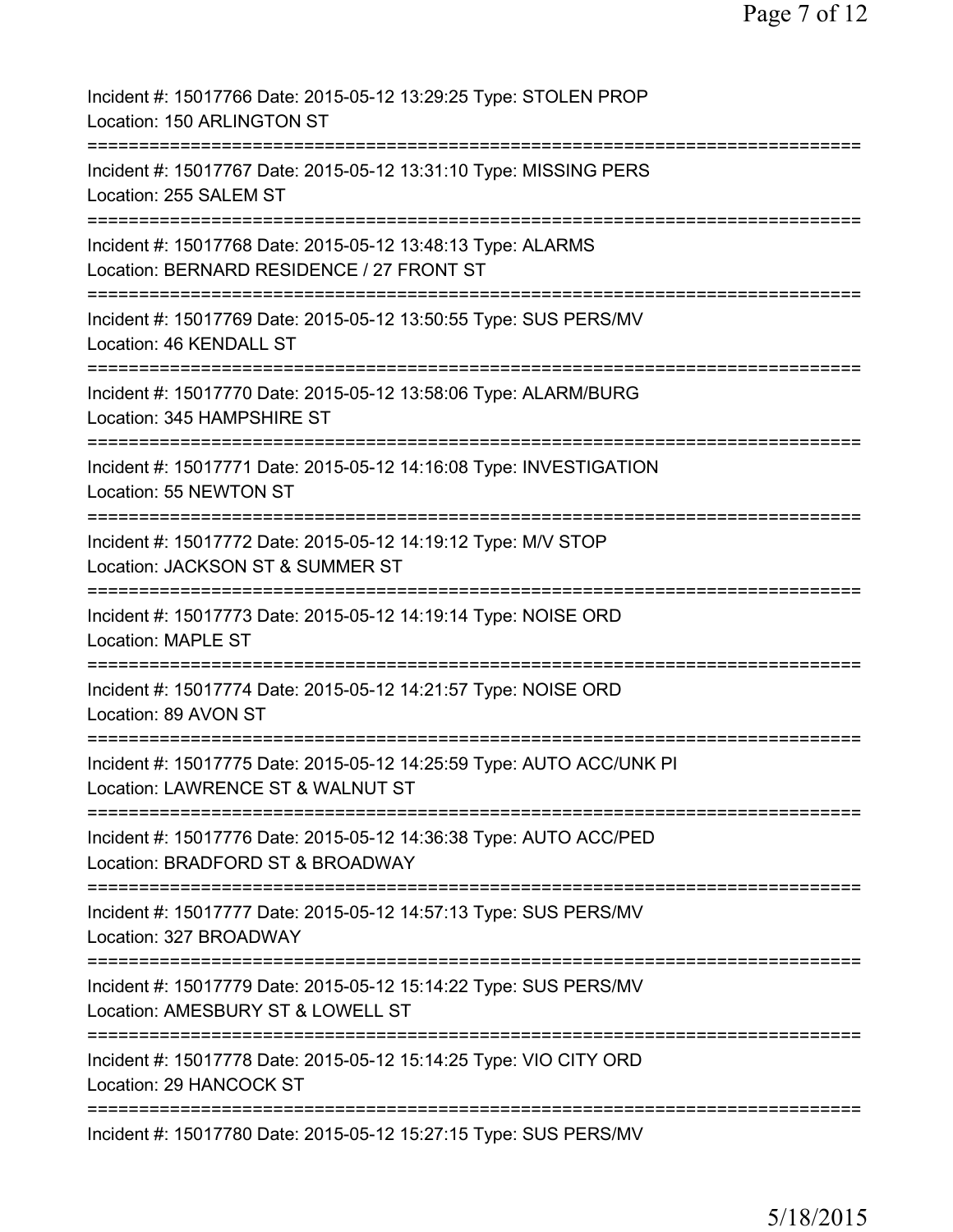Incident #: 15017766 Date: 2015-05-12 13:29:25 Type: STOLEN PROP
Location: 150 ARLINGTON ST

===========================================================================

Incident #: 15017767 Date: 2015-05-12 13:31:10 Type: MISSING PERS
Location: 255 SALEM ST

===========================================================================

Incident #: 15017768 Date: 2015-05-12 13:48:13 Type: ALARMS
Location: BERNARD RESIDENCE / 27 FRONT ST

===========================================================================

Incident #: 15017769 Date: 2015-05-12 13:50:55 Type: SUS PERS/MV
Location: 46 KENDALL ST

===========================================================================

Incident #: 15017770 Date: 2015-05-12 13:58:06 Type: ALARM/BURG
Location: 345 HAMPSHIRE ST

===========================================================================

Incident #: 15017771 Date: 2015-05-12 14:16:08 Type: INVESTIGATION
Location: 55 NEWTON ST

===========================================================================

Incident #: 15017772 Date: 2015-05-12 14:19:12 Type: M/V STOP
Location: JACKSON ST & SUMMER ST

===========================================================================

Incident #: 15017773 Date: 2015-05-12 14:19:14 Type: NOISE ORD
Location: MAPLE ST

===========================================================================

Incident #: 15017774 Date: 2015-05-12 14:21:57 Type: NOISE ORD
Location: 89 AVON ST

===========================================================================

Incident #: 15017775 Date: 2015-05-12 14:25:59 Type: AUTO ACC/UNK PI
Location: LAWRENCE ST & WALNUT ST

===========================================================================

Incident #: 15017776 Date: 2015-05-12 14:36:38 Type: AUTO ACC/PED
Location: BRADFORD ST & BROADWAY

===========================================================================

Incident #: 15017777 Date: 2015-05-12 14:57:13 Type: SUS PERS/MV
Location: 327 BROADWAY

===========================================================================

Incident #: 15017779 Date: 2015-05-12 15:14:22 Type: SUS PERS/MV
Location: AMESBURY ST & LOWELL ST

===========================================================================

Incident #: 15017778 Date: 2015-05-12 15:14:25 Type: VIO CITY ORD
Location: 29 HANCOCK ST

===========================================================================

Incident #: 15017780 Date: 2015-05-12 15:27:15 Type: SUS PERS/MV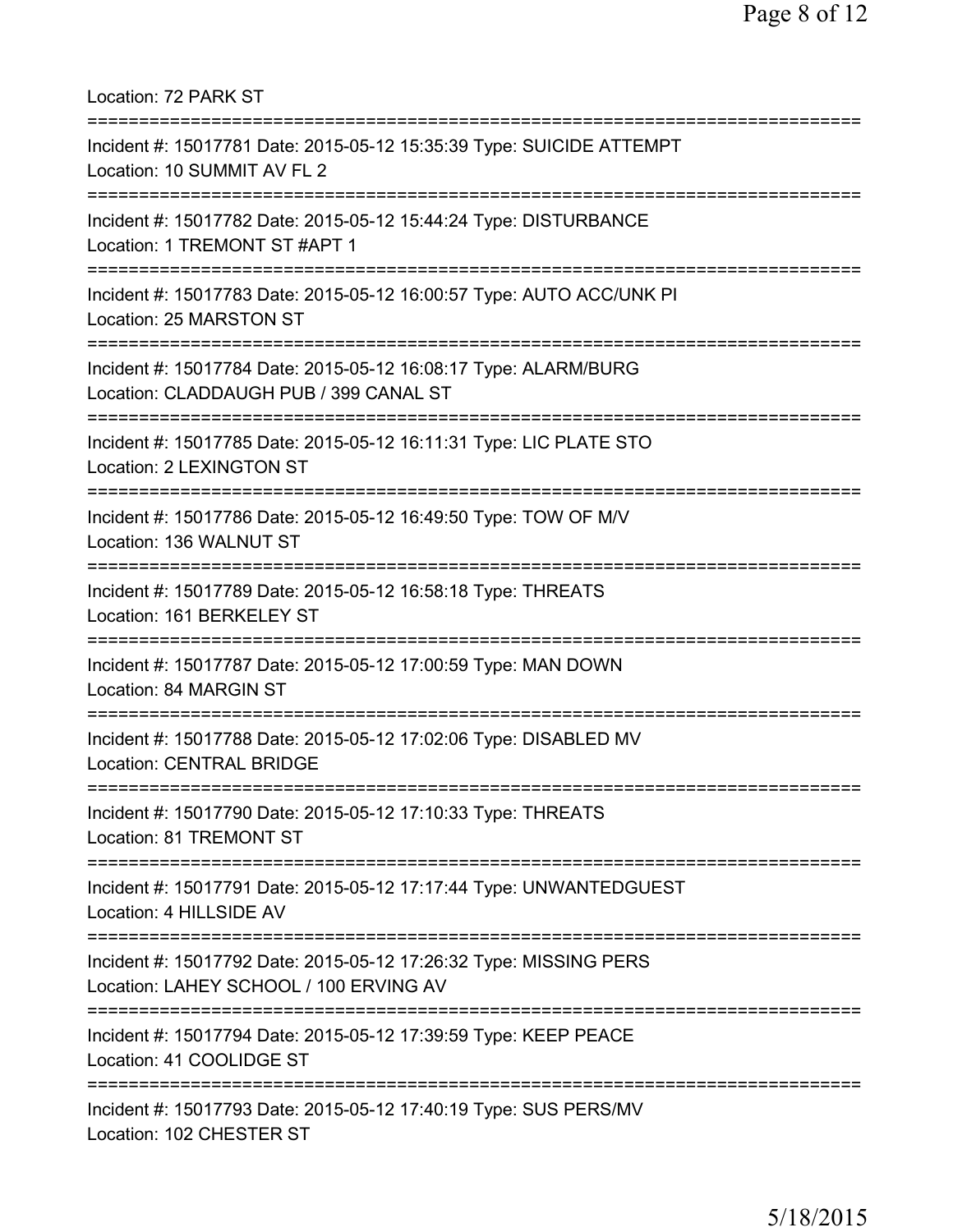Location: 72 PARK ST

===========================================================================

Incident #: 15017781 Date: 2015-05-12 15:35:39 Type: SUICIDE ATTEMPT
Location: 10 SUMMIT AV FL 2

===========================================================================

Incident #: 15017782 Date: 2015-05-12 15:44:24 Type: DISTURBANCE
Location: 1 TREMONT ST #APT 1

===========================================================================

Incident #: 15017783 Date: 2015-05-12 16:00:57 Type: AUTO ACC/UNK PI
Location: 25 MARSTON ST

===========================================================================

Incident #: 15017784 Date: 2015-05-12 16:08:17 Type: ALARM/BURG
Location: CLADDAUGH PUB / 399 CANAL ST

===========================================================================

Incident #: 15017785 Date: 2015-05-12 16:11:31 Type: LIC PLATE STO
Location: 2 LEXINGTON ST

===========================================================================

Incident #: 15017786 Date: 2015-05-12 16:49:50 Type: TOW OF M/V
Location: 136 WALNUT ST

===========================================================================

Incident #: 15017789 Date: 2015-05-12 16:58:18 Type: THREATS
Location: 161 BERKELEY ST

===========================================================================

Incident #: 15017787 Date: 2015-05-12 17:00:59 Type: MAN DOWN
Location: 84 MARGIN ST

===========================================================================

Incident #: 15017788 Date: 2015-05-12 17:02:06 Type: DISABLED MV
Location: CENTRAL BRIDGE

===========================================================================

Incident #: 15017790 Date: 2015-05-12 17:10:33 Type: THREATS
Location: 81 TREMONT ST

===========================================================================

Incident #: 15017791 Date: 2015-05-12 17:17:44 Type: UNWANTEDGUEST
Location: 4 HILLSIDE AV

===========================================================================

Incident #: 15017792 Date: 2015-05-12 17:26:32 Type: MISSING PERS
Location: LAHEY SCHOOL / 100 ERVING AV

===========================================================================

Incident #: 15017794 Date: 2015-05-12 17:39:59 Type: KEEP PEACE
Location: 41 COOLIDGE ST

===========================================================================

Incident #: 15017793 Date: 2015-05-12 17:40:19 Type: SUS PERS/MV
Location: 102 CHESTER ST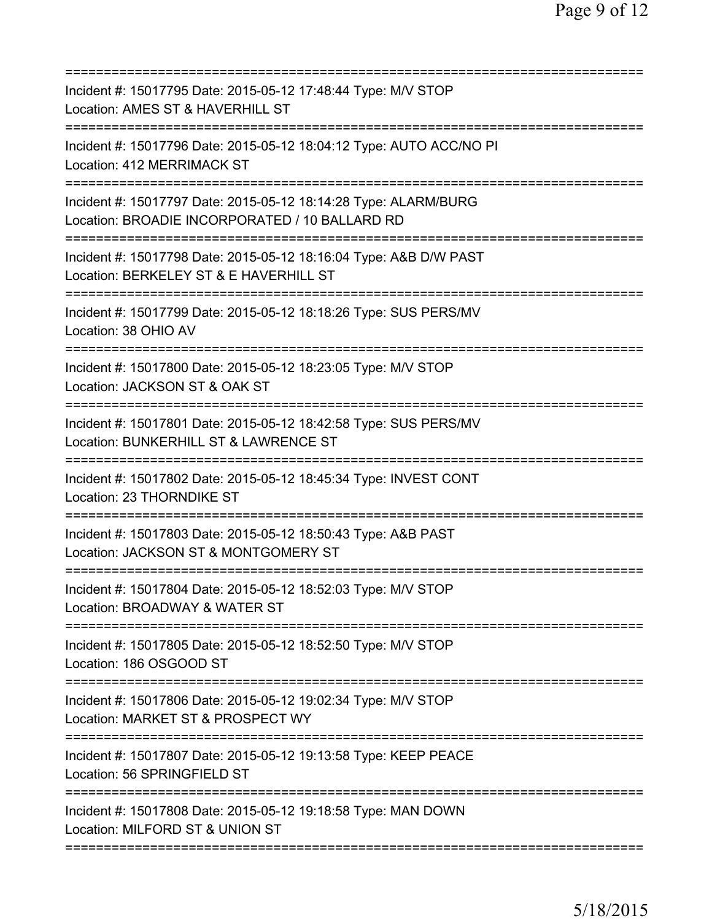==============================================================================
Incident #: 15017795 Date: 2015-05-12 17:48:44 Type: M/V STOP
Location: AMES ST & HAVERHILL ST
==============================================================================
Incident #: 15017796 Date: 2015-05-12 18:04:12 Type: AUTO ACC/NO PI
Location: 412 MERRIMACK ST
==============================================================================
Incident #: 15017797 Date: 2015-05-12 18:14:28 Type: ALARM/BURG
Location: BROADIE INCORPORATED / 10 BALLARD RD
==============================================================================
Incident #: 15017798 Date: 2015-05-12 18:16:04 Type: A&B D/W PAST
Location: BERKELEY ST & E HAVERHILL ST
==============================================================================
Incident #: 15017799 Date: 2015-05-12 18:18:26 Type: SUS PERS/MV
Location: 38 OHIO AV
==============================================================================
Incident #: 15017800 Date: 2015-05-12 18:23:05 Type: M/V STOP
Location: JACKSON ST & OAK ST
==============================================================================
Incident #: 15017801 Date: 2015-05-12 18:42:58 Type: SUS PERS/MV
Location: BUNKERHILL ST & LAWRENCE ST
==============================================================================
Incident #: 15017802 Date: 2015-05-12 18:45:34 Type: INVEST CONT
Location: 23 THORNDIKE ST
==============================================================================
Incident #: 15017803 Date: 2015-05-12 18:50:43 Type: A&B PAST
Location: JACKSON ST & MONTGOMERY ST
==============================================================================
Incident #: 15017804 Date: 2015-05-12 18:52:03 Type: M/V STOP
Location: BROADWAY & WATER ST
==============================================================================
Incident #: 15017805 Date: 2015-05-12 18:52:50 Type: M/V STOP
Location: 186 OSGOOD ST
==============================================================================
Incident #: 15017806 Date: 2015-05-12 19:02:34 Type: M/V STOP
Location: MARKET ST & PROSPECT WY
==============================================================================
Incident #: 15017807 Date: 2015-05-12 19:13:58 Type: KEEP PEACE
Location: 56 SPRINGFIELD ST
==============================================================================
Incident #: 15017808 Date: 2015-05-12 19:18:58 Type: MAN DOWN
Location: MILFORD ST & UNION ST
==============================================================================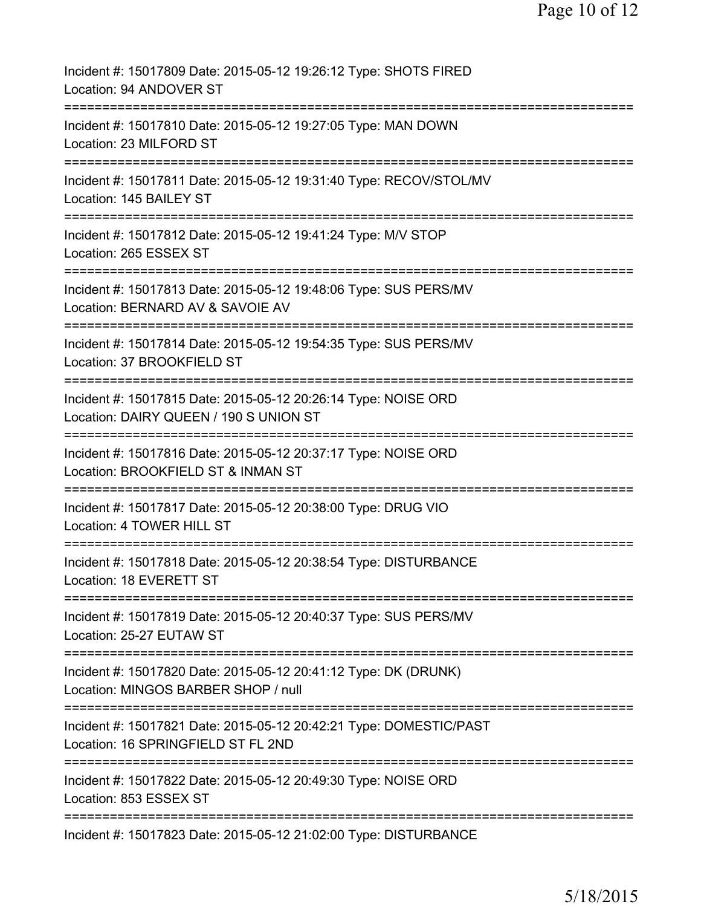Incident #: 15017809 Date: 2015-05-12 19:26:12 Type: SHOTS FIRED
Location: 94 ANDOVER ST
===========================================================================
Incident #: 15017810 Date: 2015-05-12 19:27:05 Type: MAN DOWN
Location: 23 MILFORD ST
===========================================================================
Incident #: 15017811 Date: 2015-05-12 19:31:40 Type: RECOV/STOL/MV
Location: 145 BAILEY ST
===========================================================================
Incident #: 15017812 Date: 2015-05-12 19:41:24 Type: M/V STOP
Location: 265 ESSEX ST
===========================================================================
Incident #: 15017813 Date: 2015-05-12 19:48:06 Type: SUS PERS/MV
Location: BERNARD AV & SAVOIE AV
===========================================================================
Incident #: 15017814 Date: 2015-05-12 19:54:35 Type: SUS PERS/MV
Location: 37 BROOKFIELD ST
===========================================================================
Incident #: 15017815 Date: 2015-05-12 20:26:14 Type: NOISE ORD
Location: DAIRY QUEEN / 190 S UNION ST
===========================================================================
Incident #: 15017816 Date: 2015-05-12 20:37:17 Type: NOISE ORD
Location: BROOKFIELD ST & INMAN ST
===========================================================================
Incident #: 15017817 Date: 2015-05-12 20:38:00 Type: DRUG VIO
Location: 4 TOWER HILL ST
===========================================================================
Incident #: 15017818 Date: 2015-05-12 20:38:54 Type: DISTURBANCE
Location: 18 EVERETT ST
===========================================================================
Incident #: 15017819 Date: 2015-05-12 20:40:37 Type: SUS PERS/MV
Location: 25-27 EUTAW ST
===========================================================================
Incident #: 15017820 Date: 2015-05-12 20:41:12 Type: DK (DRUNK)
Location: MINGOS BARBER SHOP / null
===========================================================================
Incident #: 15017821 Date: 2015-05-12 20:42:21 Type: DOMESTIC/PAST
Location: 16 SPRINGFIELD ST FL 2ND
===========================================================================
Incident #: 15017822 Date: 2015-05-12 20:49:30 Type: NOISE ORD
Location: 853 ESSEX ST
===========================================================================
Incident #: 15017823 Date: 2015-05-12 21:02:00 Type: DISTURBANCE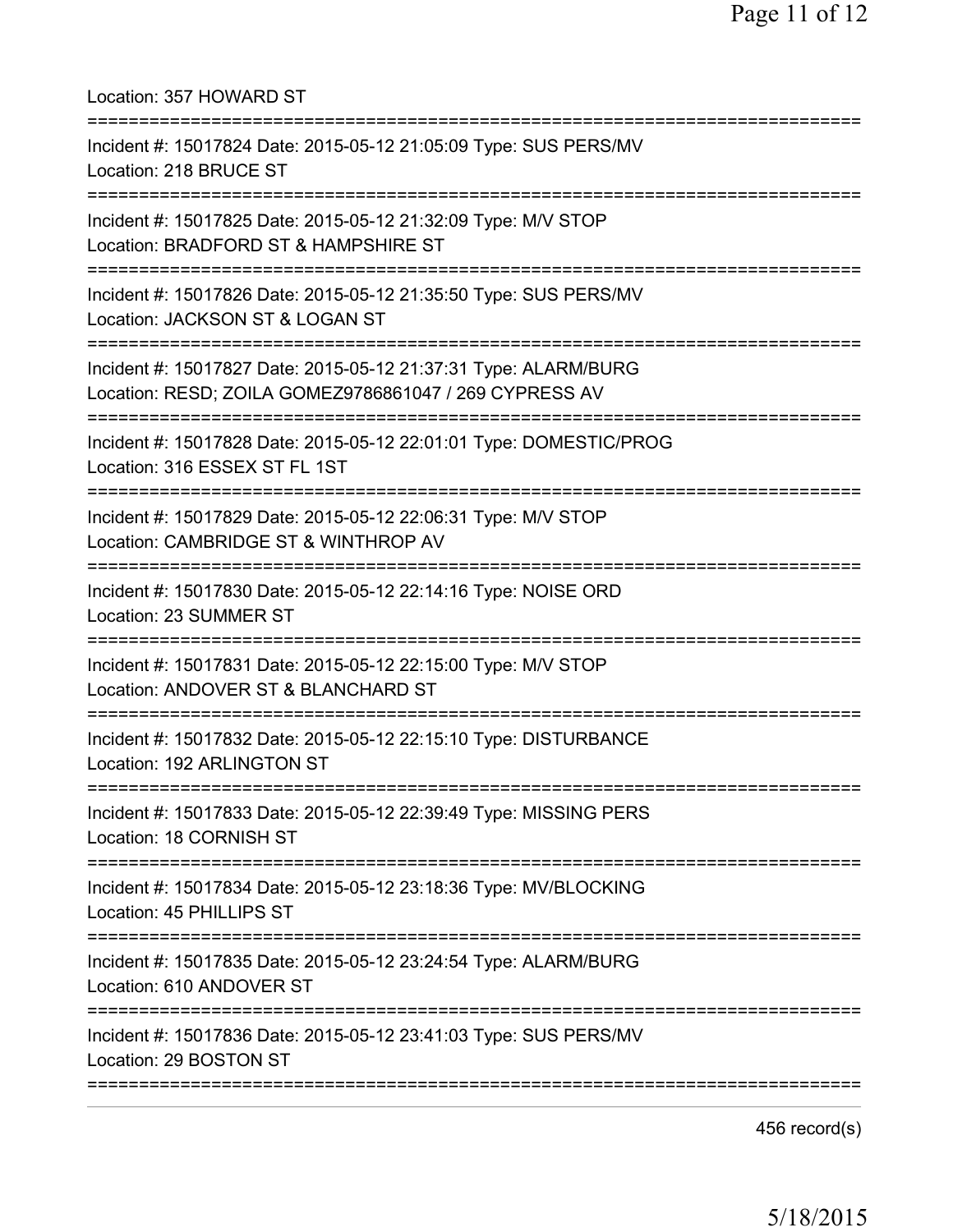Location: 357 HOWARD ST

===========================================================================

Incident #: 15017824 Date: 2015-05-12 21:05:09 Type: SUS PERS/MV
Location: 218 BRUCE ST

===========================================================================

Incident #: 15017825 Date: 2015-05-12 21:32:09 Type: M/V STOP
Location: BRADFORD ST & HAMPSHIRE ST

===========================================================================

Incident #: 15017826 Date: 2015-05-12 21:35:50 Type: SUS PERS/MV
Location: JACKSON ST & LOGAN ST

===========================================================================

Incident #: 15017827 Date: 2015-05-12 21:37:31 Type: ALARM/BURG
Location: RESD; ZOILA GOMEZ9786861047 / 269 CYPRESS AV

===========================================================================

Incident #: 15017828 Date: 2015-05-12 22:01:01 Type: DOMESTIC/PROG
Location: 316 ESSEX ST FL 1ST

===========================================================================

Incident #: 15017829 Date: 2015-05-12 22:06:31 Type: M/V STOP
Location: CAMBRIDGE ST & WINTHROP AV

===========================================================================

Incident #: 15017830 Date: 2015-05-12 22:14:16 Type: NOISE ORD
Location: 23 SUMMER ST

===========================================================================

Incident #: 15017831 Date: 2015-05-12 22:15:00 Type: M/V STOP
Location: ANDOVER ST & BLANCHARD ST

===========================================================================

Incident #: 15017832 Date: 2015-05-12 22:15:10 Type: DISTURBANCE
Location: 192 ARLINGTON ST

===========================================================================

Incident #: 15017833 Date: 2015-05-12 22:39:49 Type: MISSING PERS
Location: 18 CORNISH ST

===========================================================================

Incident #: 15017834 Date: 2015-05-12 23:18:36 Type: MV/BLOCKING
Location: 45 PHILLIPS ST

===========================================================================

Incident #: 15017835 Date: 2015-05-12 23:24:54 Type: ALARM/BURG
Location: 610 ANDOVER ST

===========================================================================

Incident #: 15017836 Date: 2015-05-12 23:41:03 Type: SUS PERS/MV
Location: 29 BOSTON ST

===========================================================================

456 record(s)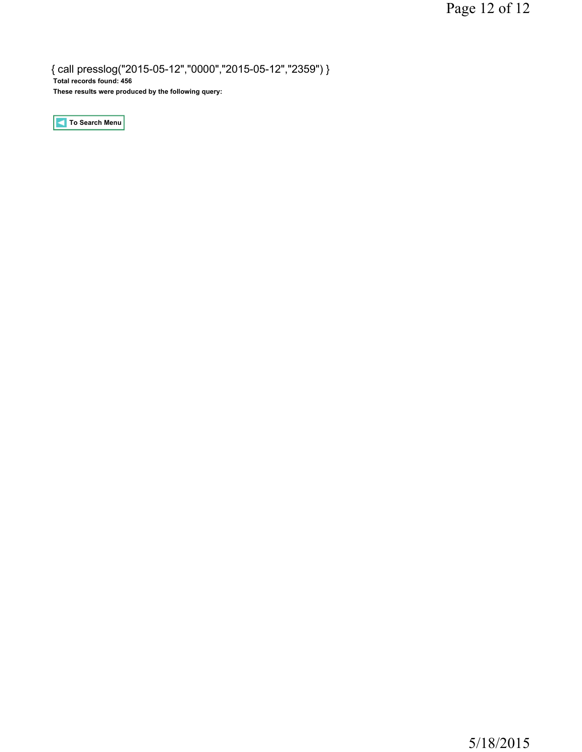{ call presslog("2015-05-12","0000","2015-05-12","2359") }

**Total records found: 456**

**These results were produced by the following query:**

**To Search Menu**